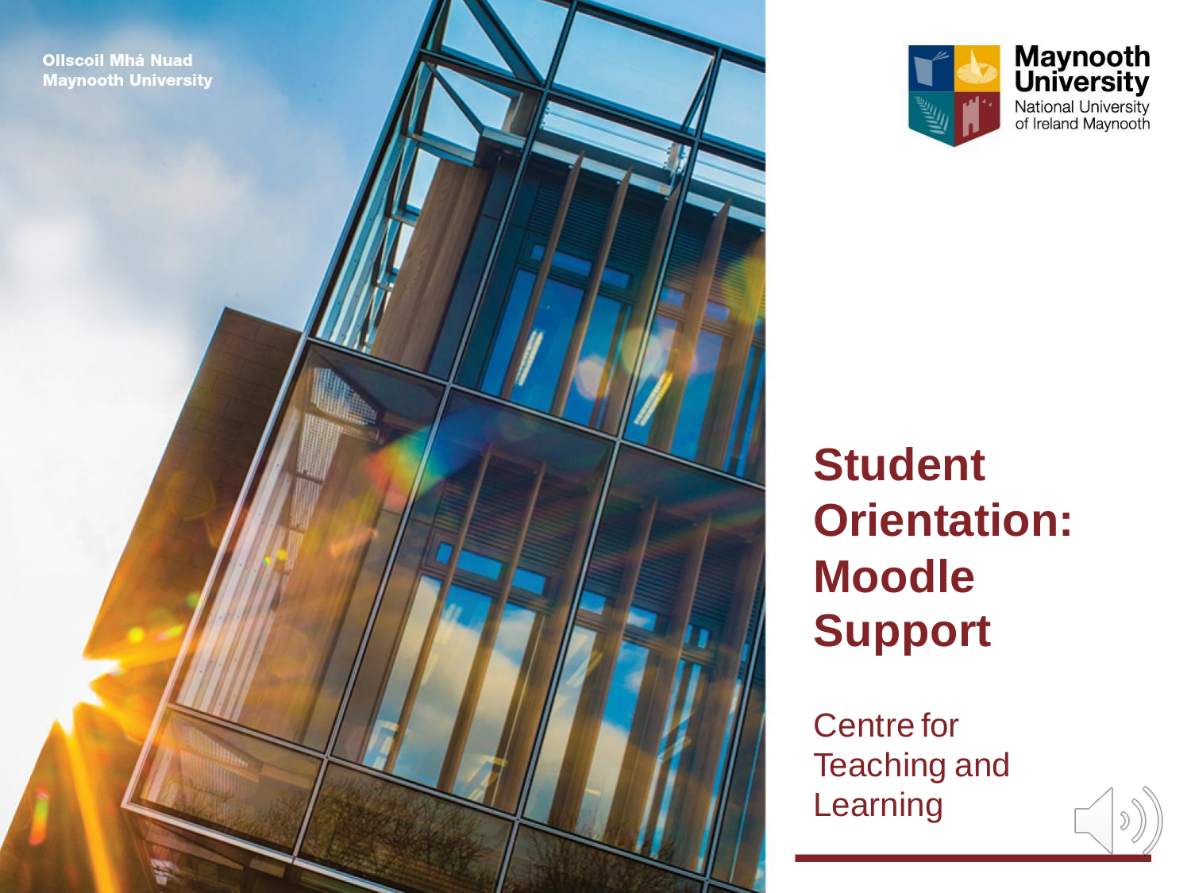Ollscoil Mhá Nuad
Maynooth University

Maynooth University
National University of Ireland Maynooth

# Student Orientation: Moodle Support

Centre for Teaching and Learning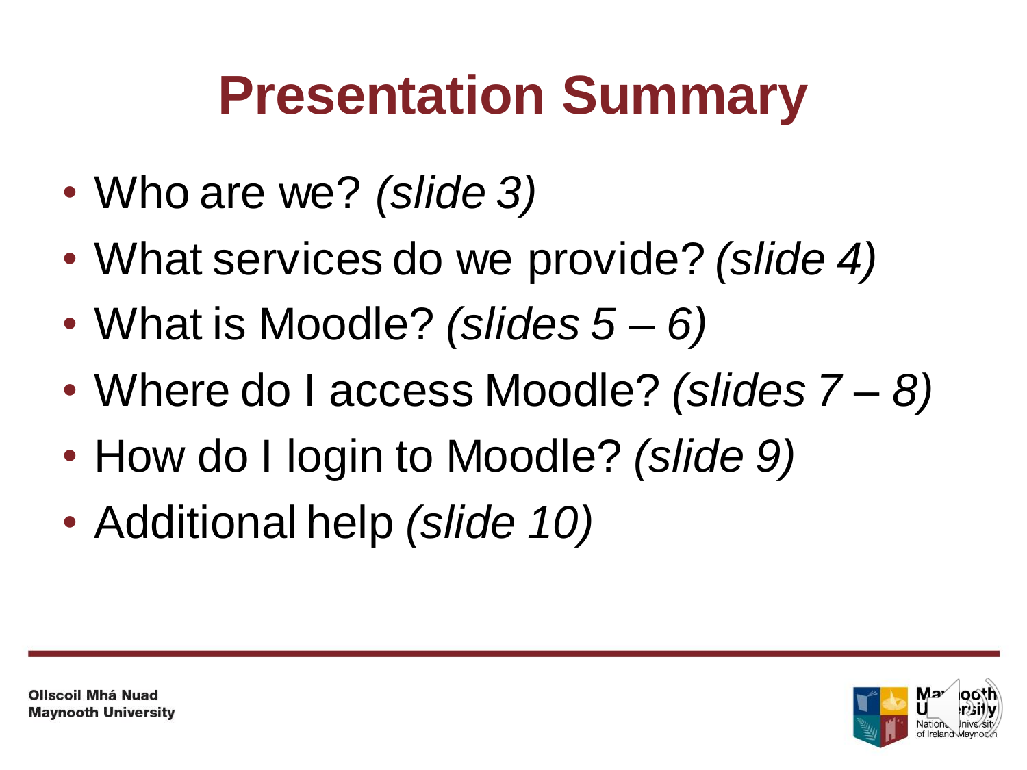# Presentation Summary

- Who are we? *(slide 3)*
- What services do we provide? *(slide 4)*
- What is Moodle? *(slides 5 – 6)*
- Where do I access Moodle? *(slides 7 – 8)*
- How do I login to Moodle? *(slide 9)*
- Additional help *(slide 10)*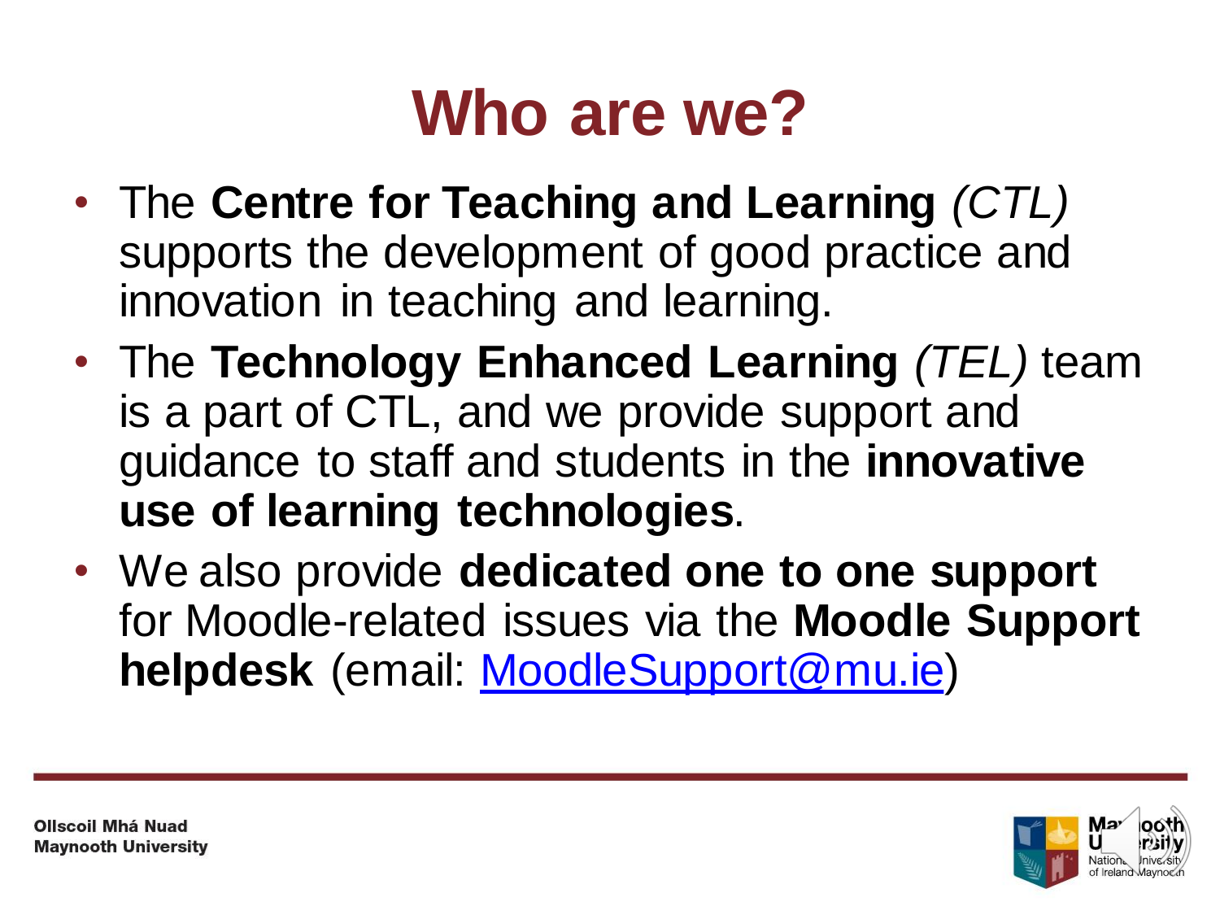# Who are we?

- The **Centre for Teaching and Learning** *(CTL)* supports the development of good practice and innovation in teaching and learning.
- The **Technology Enhanced Learning** *(TEL)* team is a part of CTL, and we provide support and guidance to staff and students in the **innovative use of learning technologies**.
- We also provide **dedicated one to one support** for Moodle-related issues via the **Moodle Support helpdesk** (email: [MoodleSupport@mu.ie](mailto:MoodleSupport@mu.ie))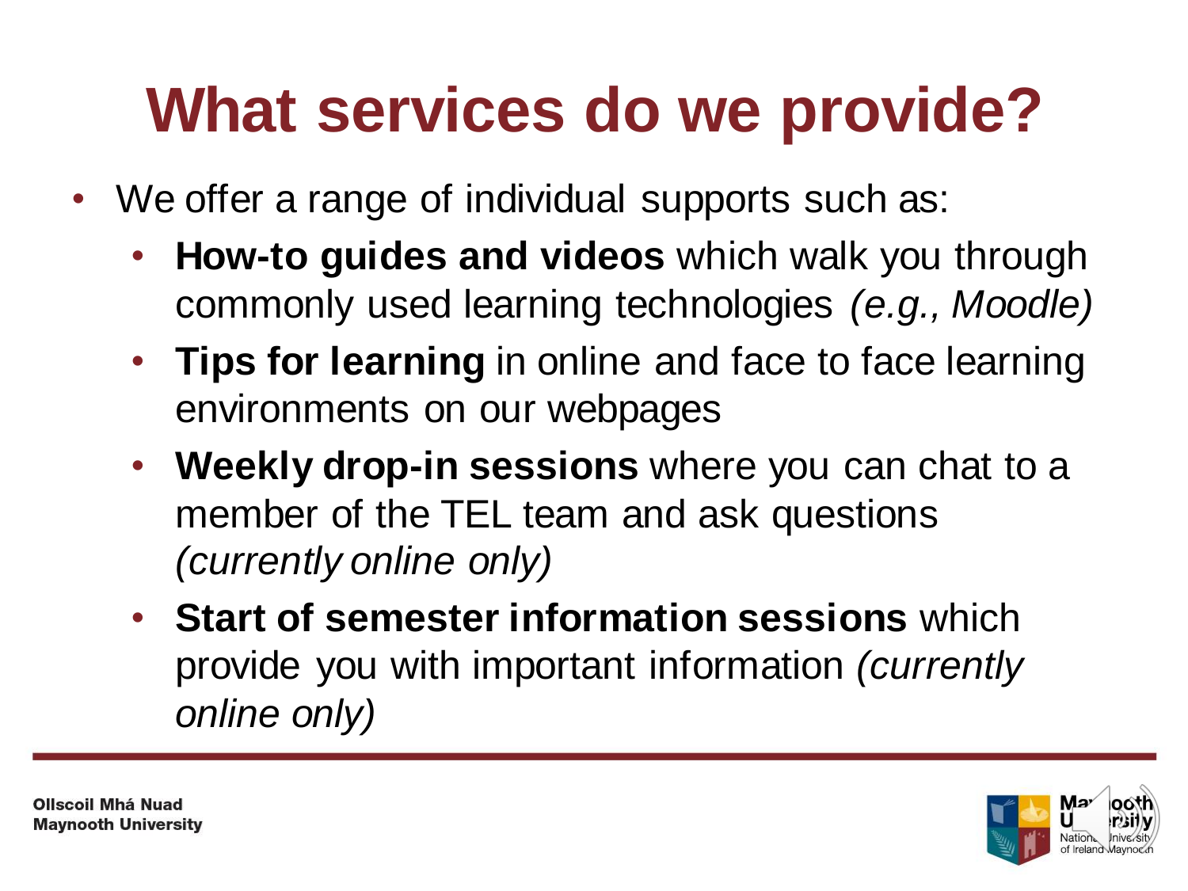# What services do we provide?

- We offer a range of individual supports such as:
  - **How-to guides and videos** which walk you through commonly used learning technologies *(e.g., Moodle)*
  - **Tips for learning** in online and face to face learning environments on our webpages
  - **Weekly drop-in sessions** where you can chat to a member of the TEL team and ask questions *(currently online only)*
  - **Start of semester information sessions** which provide you with important information *(currently online only)*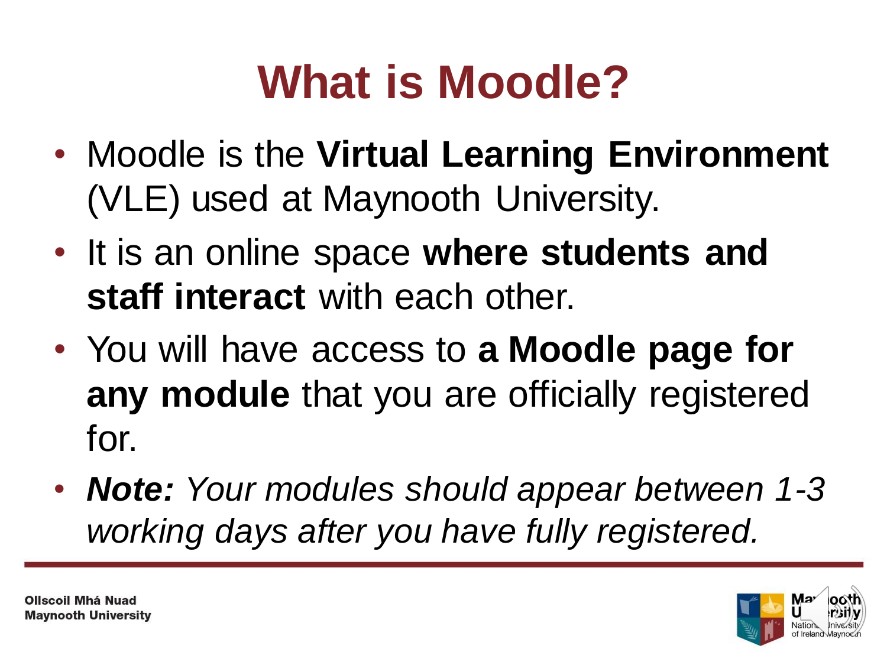# What is Moodle?

- Moodle is the **Virtual Learning Environment** (VLE) used at Maynooth University.
- It is an online space **where students and staff interact** with each other.
- You will have access to **a Moodle page for any module** that you are officially registered for.
- ***Note:*** *Your modules should appear between 1-3 working days after you have fully registered.*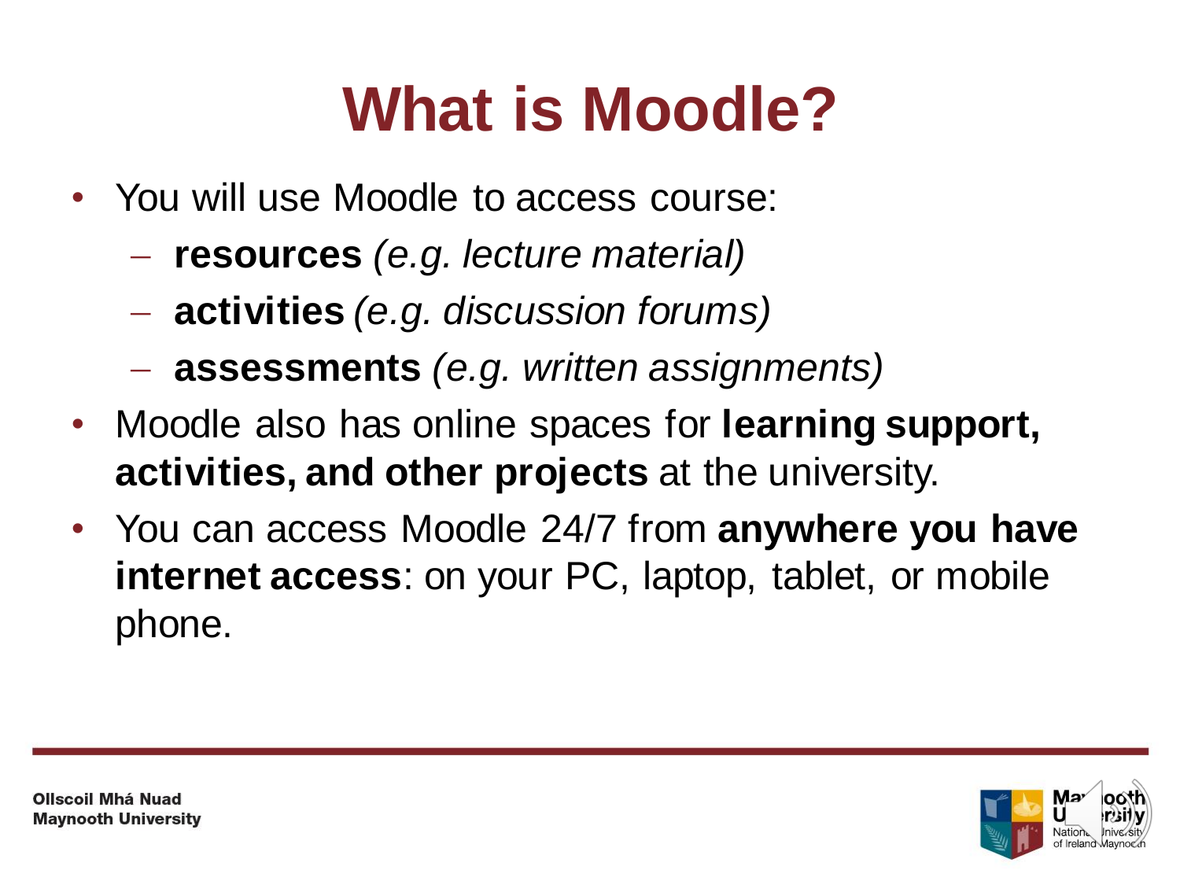# What is Moodle?

- You will use Moodle to access course:
  - **resources** *(e.g. lecture material)*
  - **activities** *(e.g. discussion forums)*
  - **assessments** *(e.g. written assignments)*
- Moodle also has online spaces for **learning support, activities, and other projects** at the university.
- You can access Moodle 24/7 from **anywhere you have internet access**: on your PC, laptop, tablet, or mobile phone.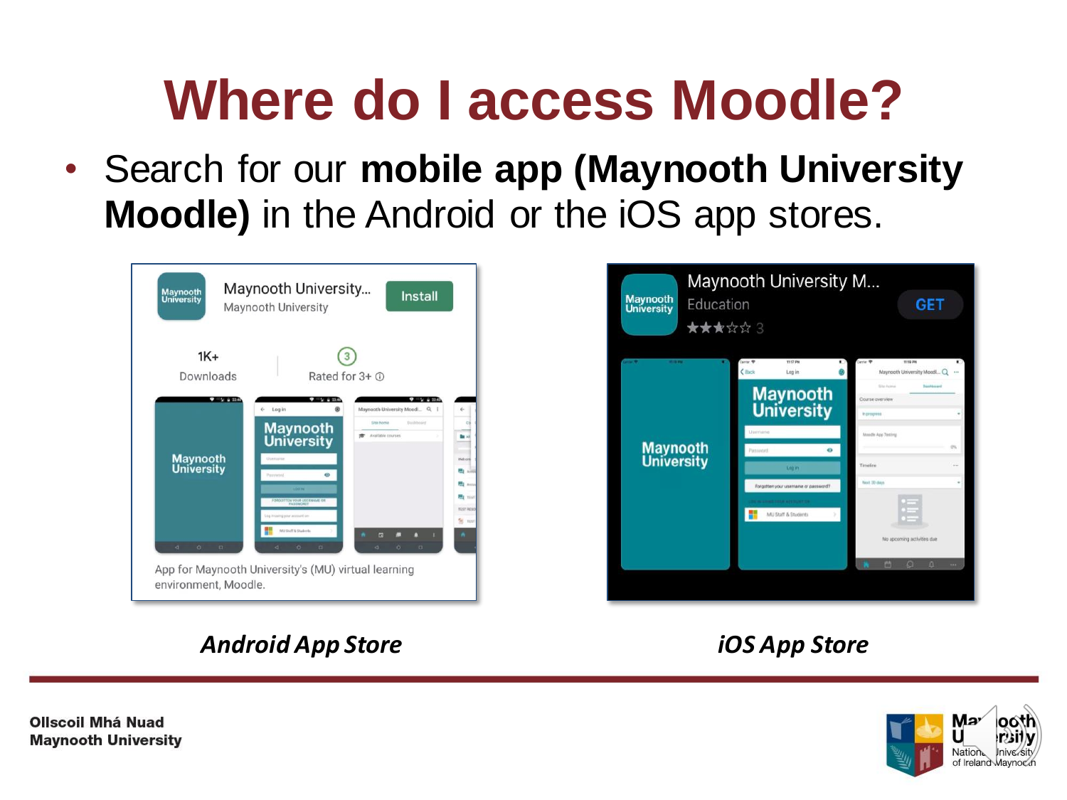# Where do I access Moodle?

- Search for our **mobile app (Maynooth University Moodle)** in the Android or the iOS app stores.

*Android App Store*

*iOS App Store*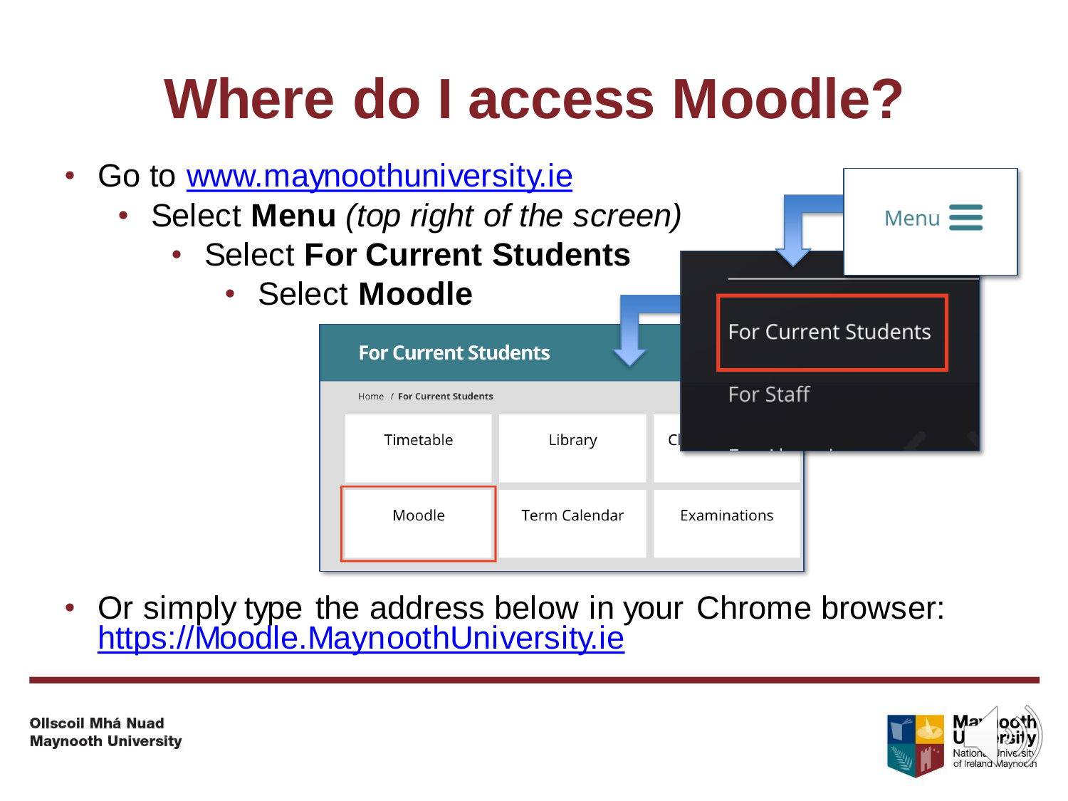# Where do I access Moodle?

- Go to www.maynoothuniversity.ie
  - Select **Menu** *(top right of the screen)*
    - Select **For Current Students**
      - Select **Moodle**

- Or simply type the address below in your Chrome browser: https://Moodle.MaynoothUniversity.ie

Ollscoil Mhá Nuad
Maynooth University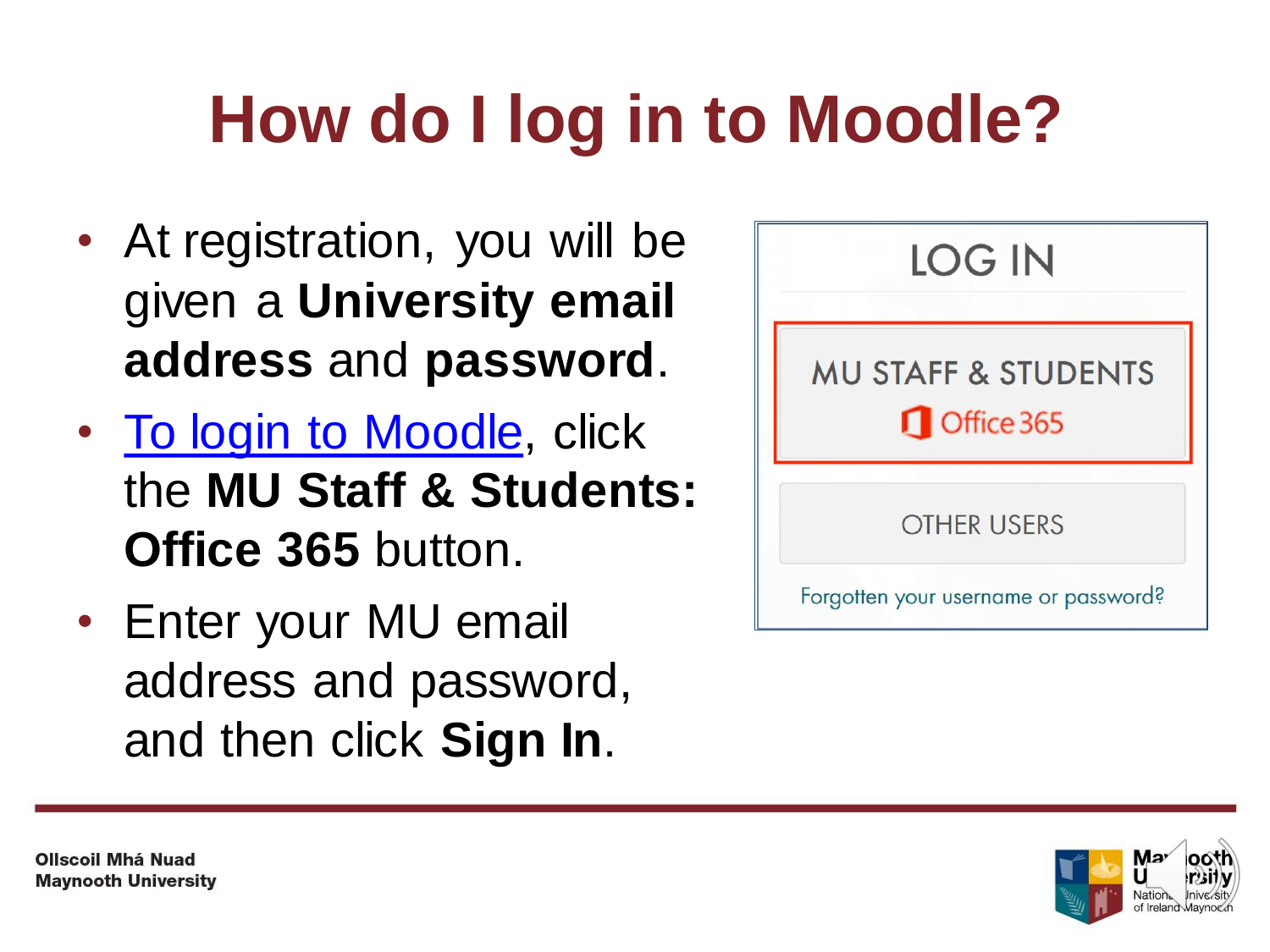# How do I log in to Moodle?

- At registration, you will be given a **University email address** and **password**.
- To login to Moodle, click the **MU Staff & Students: Office 365** button.
- Enter your MU email address and password, and then click **Sign In**.

LOG IN

MU STAFF & STUDENTS

Office 365

OTHER USERS

Forgotten your username or password?

Ollscoil Mhá Nuad
Maynooth University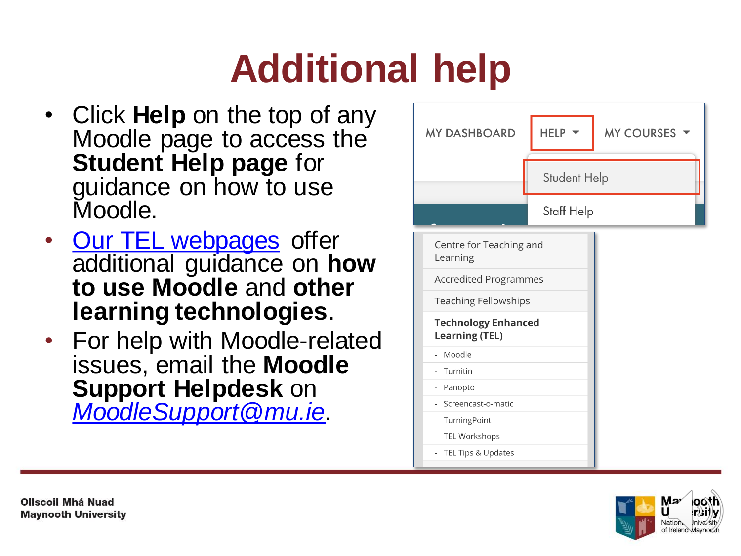# Additional help

- Click **Help** on the top of any Moodle page to access the **Student Help page** for guidance on how to use Moodle.
- Our TEL webpages offer additional guidance on **how to use Moodle** and **other learning technologies**.
- For help with Moodle-related issues, email the **Moodle Support Helpdesk** on *MoodleSupport@mu.ie*.

MY DASHBOARD | HELP | MY COURSES

Student Help

Staff Help

Centre for Teaching and Learning

Accredited Programmes

Teaching Fellowships

**Technology Enhanced Learning (TEL)**

- Moodle
- Turnitin
- Panopto
- Screencast-o-matic
- TurningPoint
- TEL Workshops
- TEL Tips & Updates

Ollscoil Mhá Nuad
Maynooth University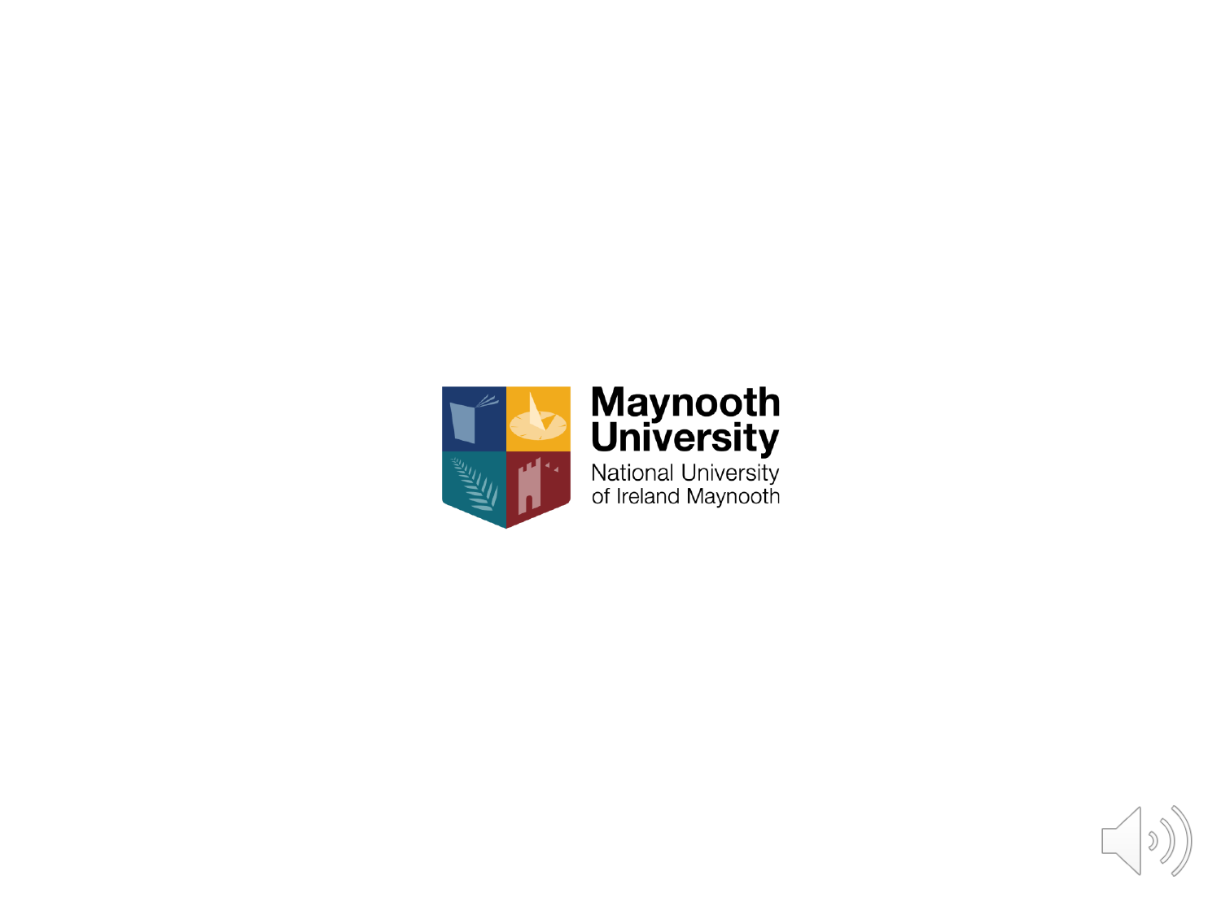Maynooth University

National University of Ireland Maynooth